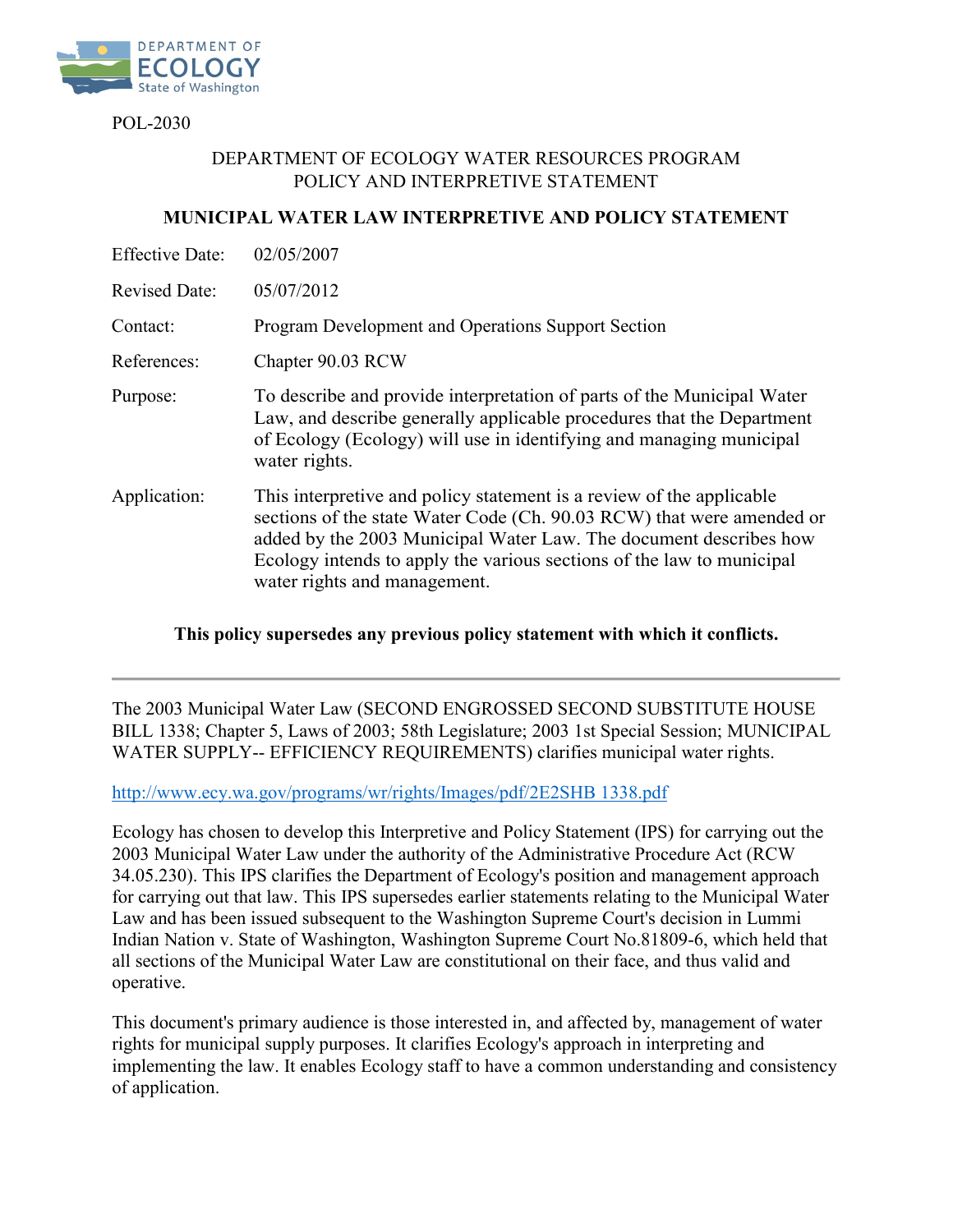POL-2030

DEPARTMENT OF ECOLOGY WATER RESOURCES PROGRAM
POLICY AND INTERPRETIVE STATEMENT

**MUNICIPAL WATER LAW INTERPRETIVE AND POLICY STATEMENT**

| | |
|---|---|
| Effective Date: | 02/05/2007 |
| Revised Date: | 05/07/2012 |
| Contact: | Program Development and Operations Support Section |
| References: | Chapter 90.03 RCW |
| Purpose: | To describe and provide interpretation of parts of the Municipal Water Law, and describe generally applicable procedures that the Department of Ecology (Ecology) will use in identifying and managing municipal water rights. |
| Application: | This interpretive and policy statement is a review of the applicable sections of the state Water Code (Ch. 90.03 RCW) that were amended or added by the 2003 Municipal Water Law. The document describes how Ecology intends to apply the various sections of the law to municipal water rights and management. |

**This policy supersedes any previous policy statement with which it conflicts.**

---

The 2003 Municipal Water Law (SECOND ENGROSSED SECOND SUBSTITUTE HOUSE BILL 1338; Chapter 5, Laws of 2003; 58th Legislature; 2003 1st Special Session; MUNICIPAL WATER SUPPLY-- EFFICIENCY REQUIREMENTS) clarifies municipal water rights.

http://www.ecy.wa.gov/programs/wr/rights/Images/pdf/2E2SHB 1338.pdf

Ecology has chosen to develop this Interpretive and Policy Statement (IPS) for carrying out the 2003 Municipal Water Law under the authority of the Administrative Procedure Act (RCW 34.05.230). This IPS clarifies the Department of Ecology's position and management approach for carrying out that law. This IPS supersedes earlier statements relating to the Municipal Water Law and has been issued subsequent to the Washington Supreme Court's decision in Lummi Indian Nation v. State of Washington, Washington Supreme Court No.81809-6, which held that all sections of the Municipal Water Law are constitutional on their face, and thus valid and operative.

This document's primary audience is those interested in, and affected by, management of water rights for municipal supply purposes. It clarifies Ecology's approach in interpreting and implementing the law. It enables Ecology staff to have a common understanding and consistency of application.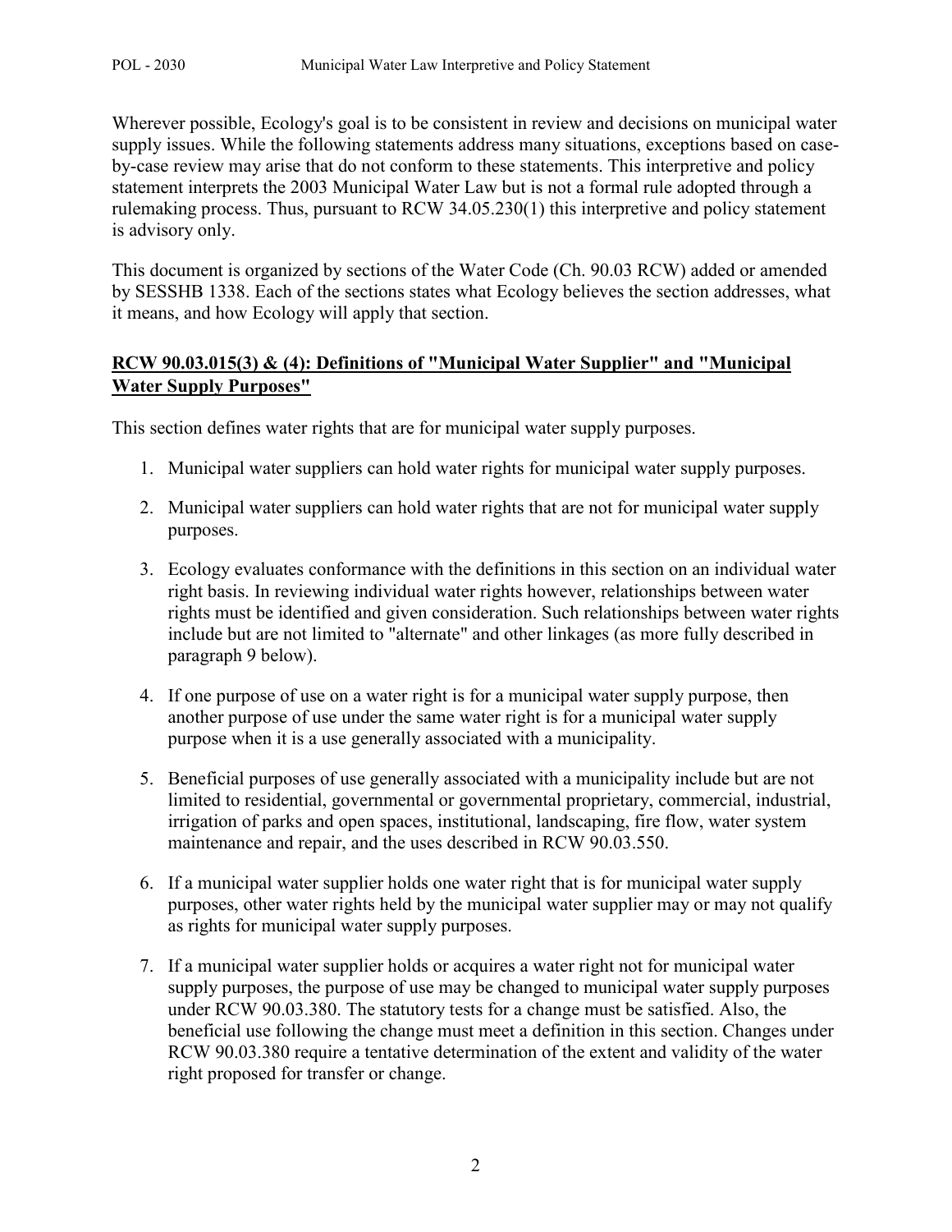Wherever possible, Ecology's goal is to be consistent in review and decisions on municipal water supply issues. While the following statements address many situations, exceptions based on case-by-case review may arise that do not conform to these statements. This interpretive and policy statement interprets the 2003 Municipal Water Law but is not a formal rule adopted through a rulemaking process. Thus, pursuant to RCW 34.05.230(1) this interpretive and policy statement is advisory only.

This document is organized by sections of the Water Code (Ch. 90.03 RCW) added or amended by SESSHB 1338. Each of the sections states what Ecology believes the section addresses, what it means, and how Ecology will apply that section.

## **RCW 90.03.015(3) & (4): Definitions of "Municipal Water Supplier" and "Municipal Water Supply Purposes"**

This section defines water rights that are for municipal water supply purposes.

1. Municipal water suppliers can hold water rights for municipal water supply purposes.

2. Municipal water suppliers can hold water rights that are not for municipal water supply purposes.

3. Ecology evaluates conformance with the definitions in this section on an individual water right basis. In reviewing individual water rights however, relationships between water rights must be identified and given consideration. Such relationships between water rights include but are not limited to "alternate" and other linkages (as more fully described in paragraph 9 below).

4. If one purpose of use on a water right is for a municipal water supply purpose, then another purpose of use under the same water right is for a municipal water supply purpose when it is a use generally associated with a municipality.

5. Beneficial purposes of use generally associated with a municipality include but are not limited to residential, governmental or governmental proprietary, commercial, industrial, irrigation of parks and open spaces, institutional, landscaping, fire flow, water system maintenance and repair, and the uses described in RCW 90.03.550.

6. If a municipal water supplier holds one water right that is for municipal water supply purposes, other water rights held by the municipal water supplier may or may not qualify as rights for municipal water supply purposes.

7. If a municipal water supplier holds or acquires a water right not for municipal water supply purposes, the purpose of use may be changed to municipal water supply purposes under RCW 90.03.380. The statutory tests for a change must be satisfied. Also, the beneficial use following the change must meet a definition in this section. Changes under RCW 90.03.380 require a tentative determination of the extent and validity of the water right proposed for transfer or change.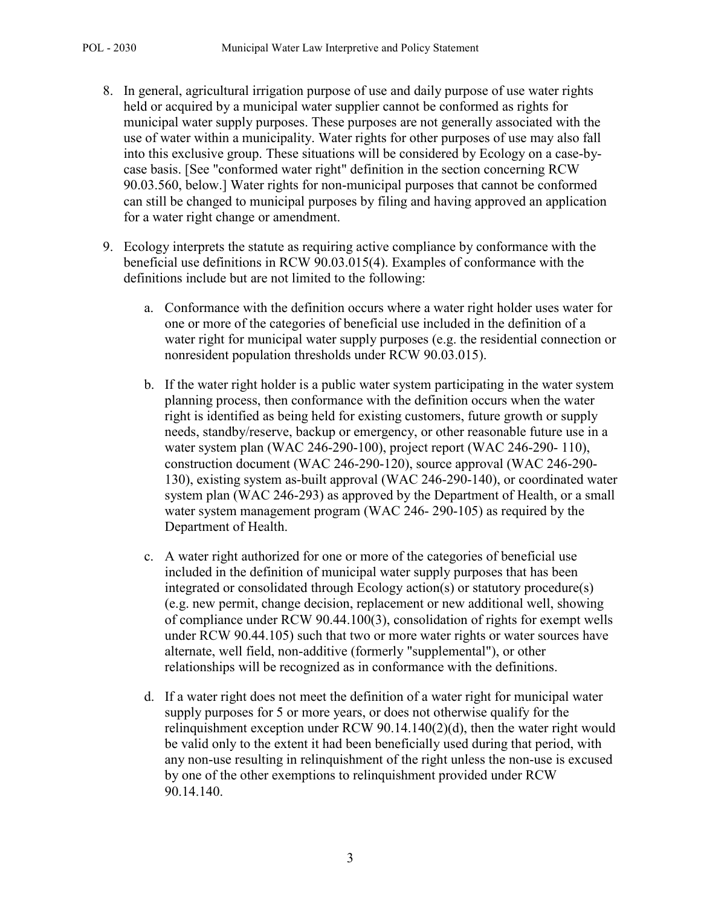8. In general, agricultural irrigation purpose of use and daily purpose of use water rights held or acquired by a municipal water supplier cannot be conformed as rights for municipal water supply purposes. These purposes are not generally associated with the use of water within a municipality. Water rights for other purposes of use may also fall into this exclusive group. These situations will be considered by Ecology on a case-by-case basis. [See "conformed water right" definition in the section concerning RCW 90.03.560, below.] Water rights for non-municipal purposes that cannot be conformed can still be changed to municipal purposes by filing and having approved an application for a water right change or amendment.

9. Ecology interprets the statute as requiring active compliance by conformance with the beneficial use definitions in RCW 90.03.015(4). Examples of conformance with the definitions include but are not limited to the following:

    a. Conformance with the definition occurs where a water right holder uses water for one or more of the categories of beneficial use included in the definition of a water right for municipal water supply purposes (e.g. the residential connection or nonresident population thresholds under RCW 90.03.015).

    b. If the water right holder is a public water system participating in the water system planning process, then conformance with the definition occurs when the water right is identified as being held for existing customers, future growth or supply needs, standby/reserve, backup or emergency, or other reasonable future use in a water system plan (WAC 246-290-100), project report (WAC 246-290- 110), construction document (WAC 246-290-120), source approval (WAC 246-290-130), existing system as-built approval (WAC 246-290-140), or coordinated water system plan (WAC 246-293) as approved by the Department of Health, or a small water system management program (WAC 246- 290-105) as required by the Department of Health.

    c. A water right authorized for one or more of the categories of beneficial use included in the definition of municipal water supply purposes that has been integrated or consolidated through Ecology action(s) or statutory procedure(s) (e.g. new permit, change decision, replacement or new additional well, showing of compliance under RCW 90.44.100(3), consolidation of rights for exempt wells under RCW 90.44.105) such that two or more water rights or water sources have alternate, well field, non-additive (formerly "supplemental"), or other relationships will be recognized as in conformance with the definitions.

    d. If a water right does not meet the definition of a water right for municipal water supply purposes for 5 or more years, or does not otherwise qualify for the relinquishment exception under RCW 90.14.140(2)(d), then the water right would be valid only to the extent it had been beneficially used during that period, with any non-use resulting in relinquishment of the right unless the non-use is excused by one of the other exemptions to relinquishment provided under RCW 90.14.140.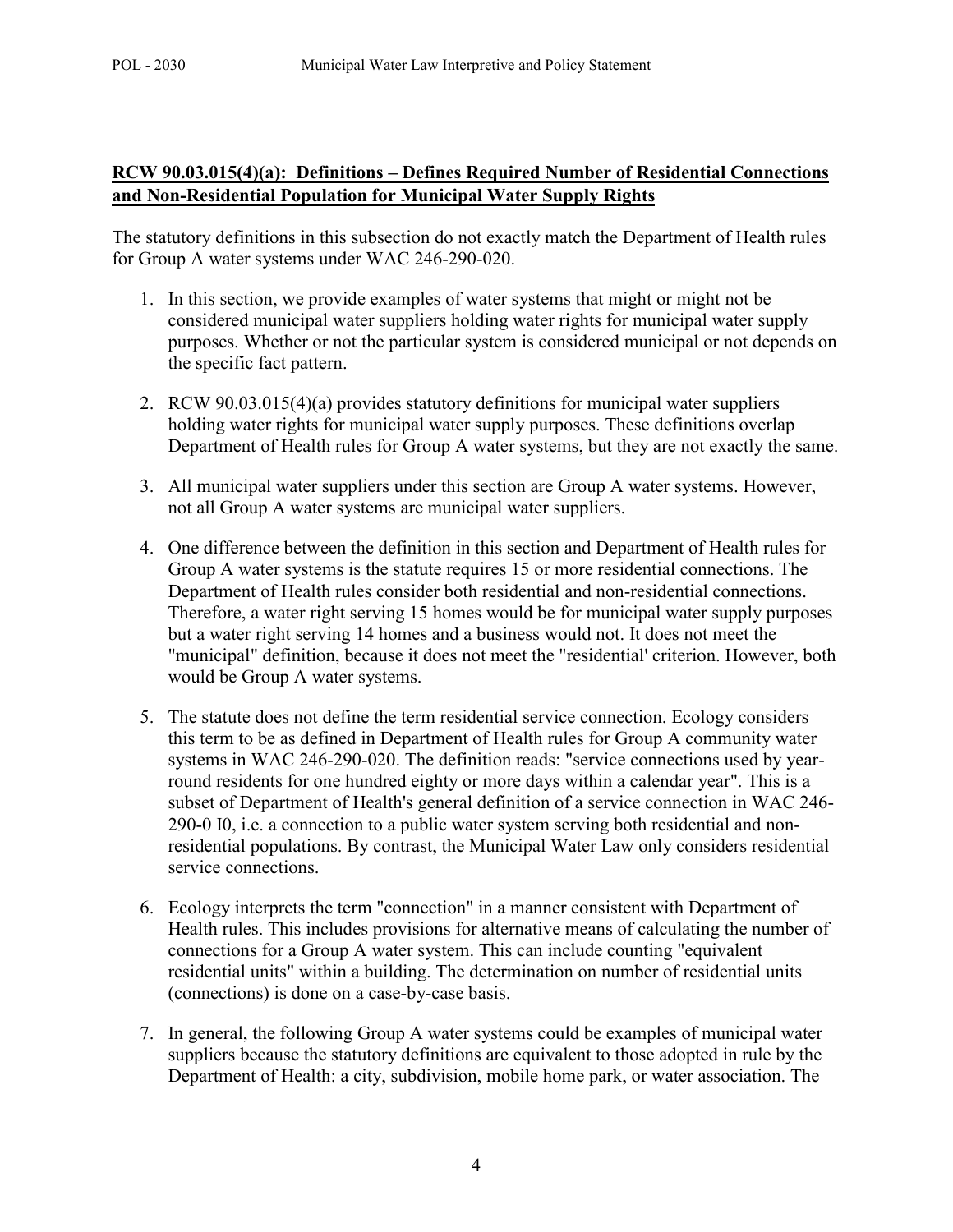**RCW 90.03.015(4)(a): Definitions – Defines Required Number of Residential Connections and Non-Residential Population for Municipal Water Supply Rights**

The statutory definitions in this subsection do not exactly match the Department of Health rules for Group A water systems under WAC 246-290-020.

1. In this section, we provide examples of water systems that might or might not be considered municipal water suppliers holding water rights for municipal water supply purposes. Whether or not the particular system is considered municipal or not depends on the specific fact pattern.

2. RCW 90.03.015(4)(a) provides statutory definitions for municipal water suppliers holding water rights for municipal water supply purposes. These definitions overlap Department of Health rules for Group A water systems, but they are not exactly the same.

3. All municipal water suppliers under this section are Group A water systems. However, not all Group A water systems are municipal water suppliers.

4. One difference between the definition in this section and Department of Health rules for Group A water systems is the statute requires 15 or more residential connections. The Department of Health rules consider both residential and non-residential connections. Therefore, a water right serving 15 homes would be for municipal water supply purposes but a water right serving 14 homes and a business would not. It does not meet the "municipal" definition, because it does not meet the "residential' criterion. However, both would be Group A water systems.

5. The statute does not define the term residential service connection. Ecology considers this term to be as defined in Department of Health rules for Group A community water systems in WAC 246-290-020. The definition reads: "service connections used by year-round residents for one hundred eighty or more days within a calendar year". This is a subset of Department of Health's general definition of a service connection in WAC 246-290-0 I0, i.e. a connection to a public water system serving both residential and non-residential populations. By contrast, the Municipal Water Law only considers residential service connections.

6. Ecology interprets the term "connection" in a manner consistent with Department of Health rules. This includes provisions for alternative means of calculating the number of connections for a Group A water system. This can include counting "equivalent residential units" within a building. The determination on number of residential units (connections) is done on a case-by-case basis.

7. In general, the following Group A water systems could be examples of municipal water suppliers because the statutory definitions are equivalent to those adopted in rule by the Department of Health: a city, subdivision, mobile home park, or water association. The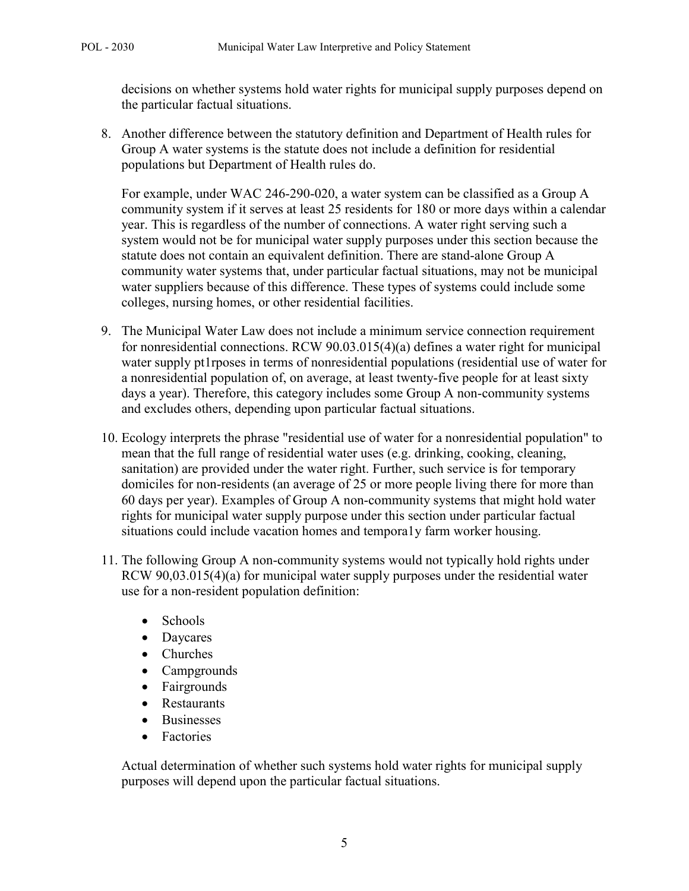decisions on whether systems hold water rights for municipal supply purposes depend on the particular factual situations.

8. Another difference between the statutory definition and Department of Health rules for Group A water systems is the statute does not include a definition for residential populations but Department of Health rules do.

   For example, under WAC 246-290-020, a water system can be classified as a Group A community system if it serves at least 25 residents for 180 or more days within a calendar year. This is regardless of the number of connections. A water right serving such a system would not be for municipal water supply purposes under this section because the statute does not contain an equivalent definition. There are stand-alone Group A community water systems that, under particular factual situations, may not be municipal water suppliers because of this difference. These types of systems could include some colleges, nursing homes, or other residential facilities.

9. The Municipal Water Law does not include a minimum service connection requirement for nonresidential connections. RCW 90.03.015(4)(a) defines a water right for municipal water supply pt1rposes in terms of nonresidential populations (residential use of water for a nonresidential population of, on average, at least twenty-five people for at least sixty days a year). Therefore, this category includes some Group A non-community systems and excludes others, depending upon particular factual situations.

10. Ecology interprets the phrase "residential use of water for a nonresidential population" to mean that the full range of residential water uses (e.g. drinking, cooking, cleaning, sanitation) are provided under the water right. Further, such service is for temporary domiciles for non-residents (an average of 25 or more people living there for more than 60 days per year). Examples of Group A non-community systems that might hold water rights for municipal water supply purpose under this section under particular factual situations could include vacation homes and tempora1y farm worker housing.

11. The following Group A non-community systems would not typically hold rights under RCW 90,03.015(4)(a) for municipal water supply purposes under the residential water use for a non-resident population definition:

    - Schools
    - Daycares
    - Churches
    - Campgrounds
    - Fairgrounds
    - Restaurants
    - Businesses
    - Factories

    Actual determination of whether such systems hold water rights for municipal supply purposes will depend upon the particular factual situations.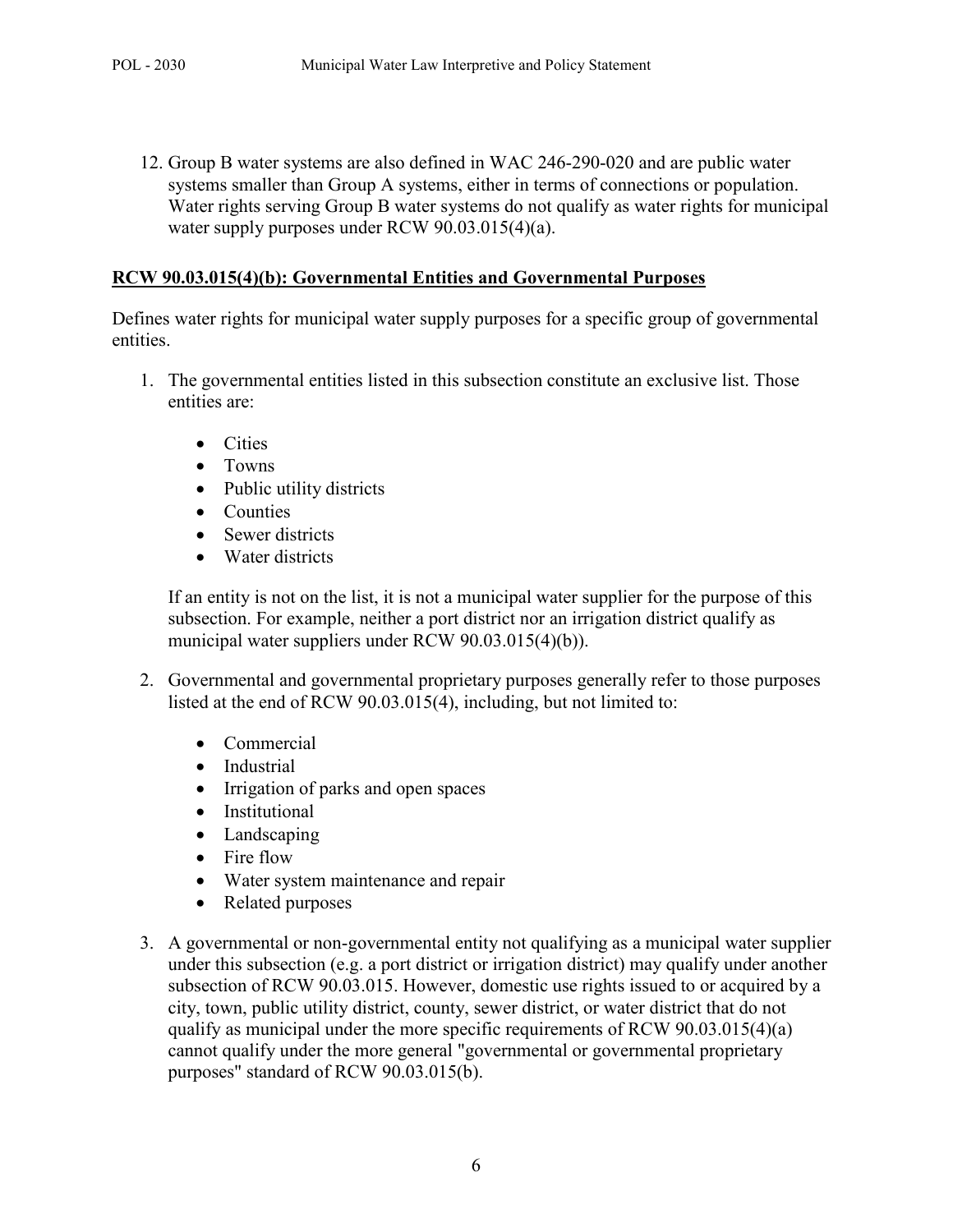12. Group B water systems are also defined in WAC 246-290-020 and are public water systems smaller than Group A systems, either in terms of connections or population. Water rights serving Group B water systems do not qualify as water rights for municipal water supply purposes under RCW 90.03.015(4)(a).

## RCW 90.03.015(4)(b): Governmental Entities and Governmental Purposes

Defines water rights for municipal water supply purposes for a specific group of governmental entities.

1. The governmental entities listed in this subsection constitute an exclusive list. Those entities are:

   - Cities
   - Towns
   - Public utility districts
   - Counties
   - Sewer districts
   - Water districts

   If an entity is not on the list, it is not a municipal water supplier for the purpose of this subsection. For example, neither a port district nor an irrigation district qualify as municipal water suppliers under RCW 90.03.015(4)(b)).

2. Governmental and governmental proprietary purposes generally refer to those purposes listed at the end of RCW 90.03.015(4), including, but not limited to:

   - Commercial
   - Industrial
   - Irrigation of parks and open spaces
   - Institutional
   - Landscaping
   - Fire flow
   - Water system maintenance and repair
   - Related purposes

3. A governmental or non-governmental entity not qualifying as a municipal water supplier under this subsection (e.g. a port district or irrigation district) may qualify under another subsection of RCW 90.03.015. However, domestic use rights issued to or acquired by a city, town, public utility district, county, sewer district, or water district that do not qualify as municipal under the more specific requirements of RCW 90.03.015(4)(a) cannot qualify under the more general "governmental or governmental proprietary purposes" standard of RCW 90.03.015(b).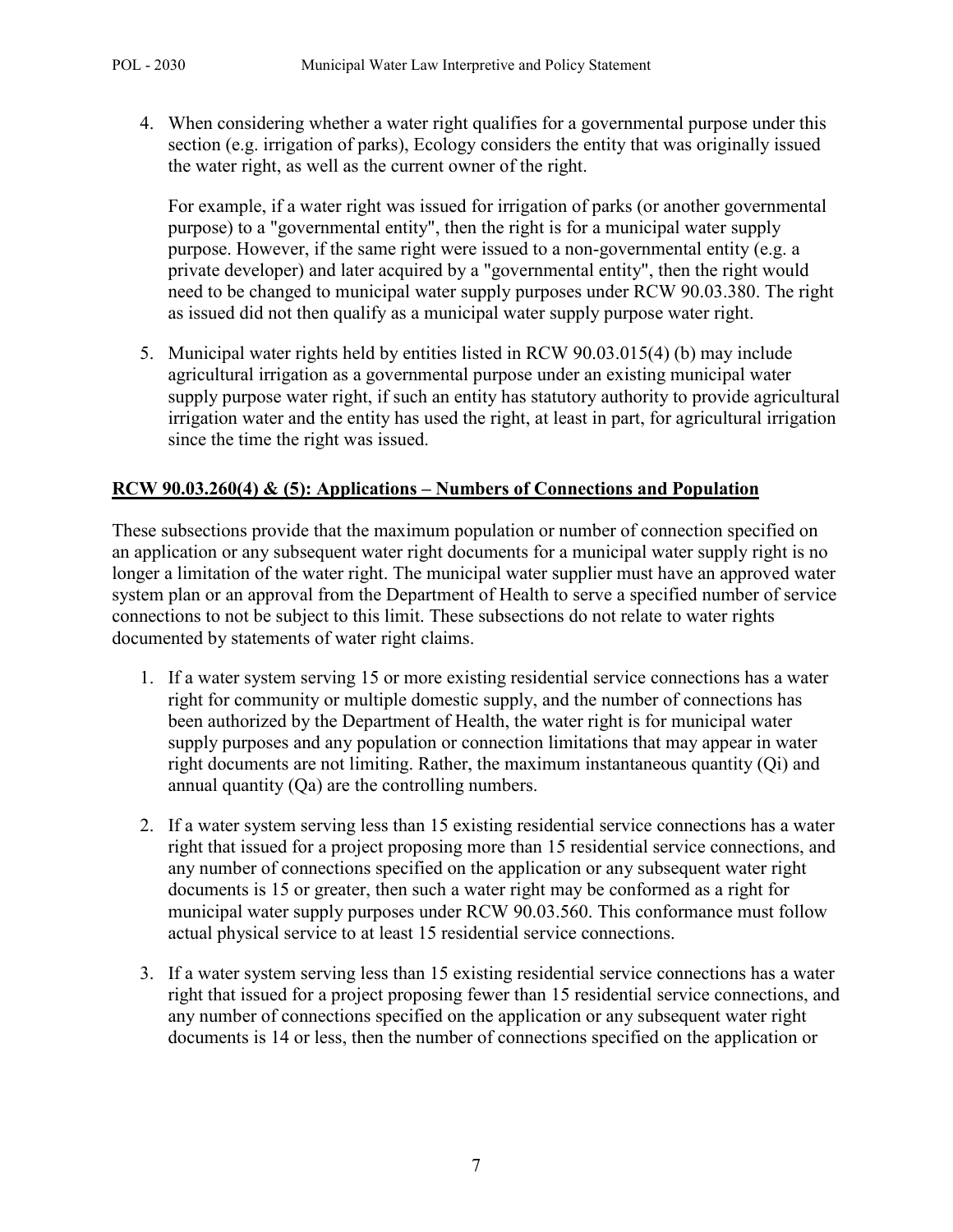4. When considering whether a water right qualifies for a governmental purpose under this section (e.g. irrigation of parks), Ecology considers the entity that was originally issued the water right, as well as the current owner of the right.

   For example, if a water right was issued for irrigation of parks (or another governmental purpose) to a "governmental entity", then the right is for a municipal water supply purpose. However, if the same right were issued to a non-governmental entity (e.g. a private developer) and later acquired by a "governmental entity", then the right would need to be changed to municipal water supply purposes under RCW 90.03.380. The right as issued did not then qualify as a municipal water supply purpose water right.

5. Municipal water rights held by entities listed in RCW 90.03.015(4) (b) may include agricultural irrigation as a governmental purpose under an existing municipal water supply purpose water right, if such an entity has statutory authority to provide agricultural irrigation water and the entity has used the right, at least in part, for agricultural irrigation since the time the right was issued.

## RCW 90.03.260(4) & (5): Applications – Numbers of Connections and Population

These subsections provide that the maximum population or number of connection specified on an application or any subsequent water right documents for a municipal water supply right is no longer a limitation of the water right. The municipal water supplier must have an approved water system plan or an approval from the Department of Health to serve a specified number of service connections to not be subject to this limit. These subsections do not relate to water rights documented by statements of water right claims.

1. If a water system serving 15 or more existing residential service connections has a water right for community or multiple domestic supply, and the number of connections has been authorized by the Department of Health, the water right is for municipal water supply purposes and any population or connection limitations that may appear in water right documents are not limiting. Rather, the maximum instantaneous quantity (Qi) and annual quantity (Qa) are the controlling numbers.

2. If a water system serving less than 15 existing residential service connections has a water right that issued for a project proposing more than 15 residential service connections, and any number of connections specified on the application or any subsequent water right documents is 15 or greater, then such a water right may be conformed as a right for municipal water supply purposes under RCW 90.03.560. This conformance must follow actual physical service to at least 15 residential service connections.

3. If a water system serving less than 15 existing residential service connections has a water right that issued for a project proposing fewer than 15 residential service connections, and any number of connections specified on the application or any subsequent water right documents is 14 or less, then the number of connections specified on the application or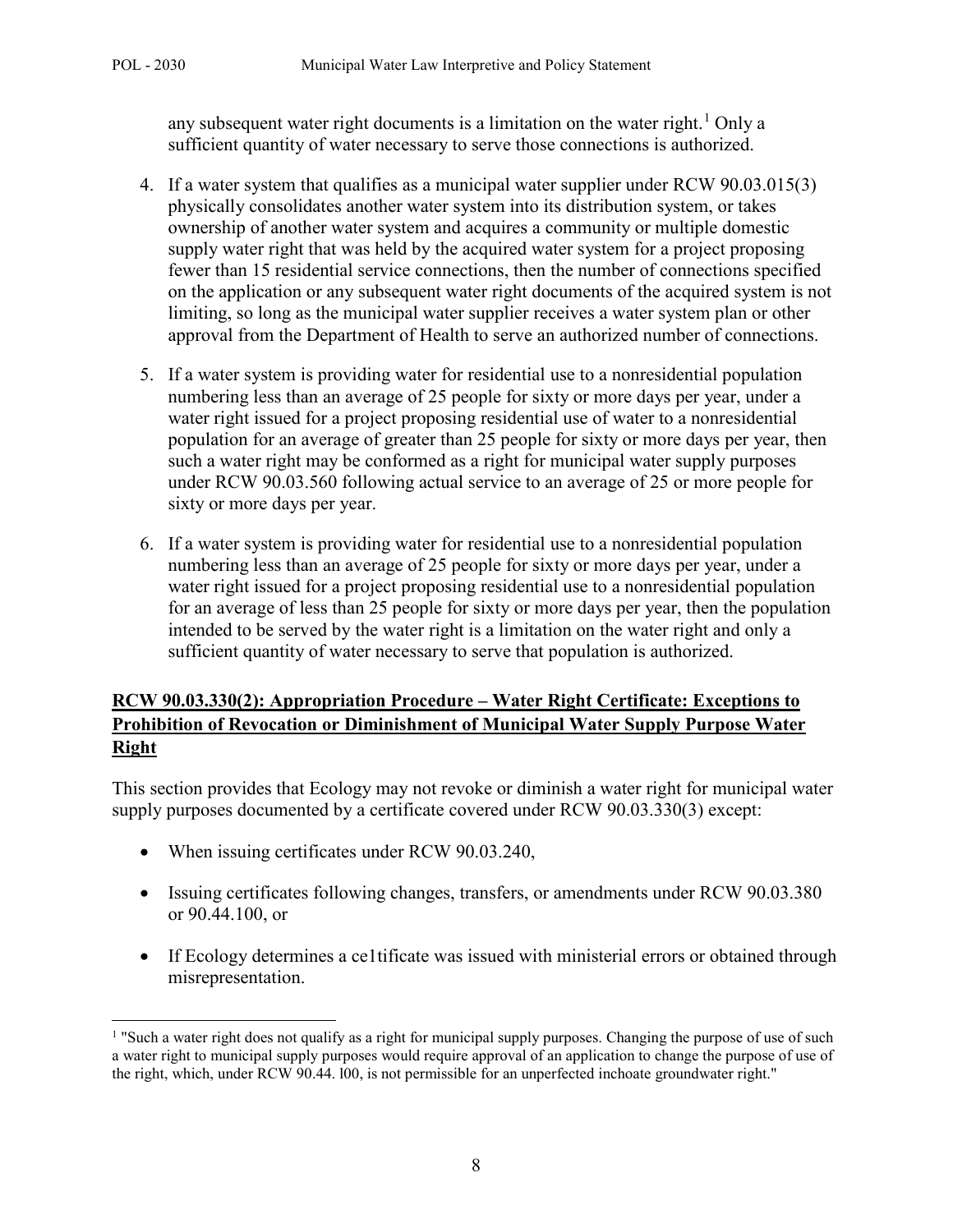any subsequent water right documents is a limitation on the water right.[1] Only a sufficient quantity of water necessary to serve those connections is authorized.

4. If a water system that qualifies as a municipal water supplier under RCW 90.03.015(3) physically consolidates another water system into its distribution system, or takes ownership of another water system and acquires a community or multiple domestic supply water right that was held by the acquired water system for a project proposing fewer than 15 residential service connections, then the number of connections specified on the application or any subsequent water right documents of the acquired system is not limiting, so long as the municipal water supplier receives a water system plan or other approval from the Department of Health to serve an authorized number of connections.

5. If a water system is providing water for residential use to a nonresidential population numbering less than an average of 25 people for sixty or more days per year, under a water right issued for a project proposing residential use of water to a nonresidential population for an average of greater than 25 people for sixty or more days per year, then such a water right may be conformed as a right for municipal water supply purposes under RCW 90.03.560 following actual service to an average of 25 or more people for sixty or more days per year.

6. If a water system is providing water for residential use to a nonresidential population numbering less than an average of 25 people for sixty or more days per year, under a water right issued for a project proposing residential use to a nonresidential population for an average of less than 25 people for sixty or more days per year, then the population intended to be served by the water right is a limitation on the water right and only a sufficient quantity of water necessary to serve that population is authorized.

## RCW 90.03.330(2): Appropriation Procedure – Water Right Certificate: Exceptions to Prohibition of Revocation or Diminishment of Municipal Water Supply Purpose Water Right

This section provides that Ecology may not revoke or diminish a water right for municipal water supply purposes documented by a certificate covered under RCW 90.03.330(3) except:

- When issuing certificates under RCW 90.03.240,
- Issuing certificates following changes, transfers, or amendments under RCW 90.03.380 or 90.44.100, or
- If Ecology determines a ce1tificate was issued with ministerial errors or obtained through misrepresentation.

[1] "Such a water right does not qualify as a right for municipal supply purposes. Changing the purpose of use of such a water right to municipal supply purposes would require approval of an application to change the purpose of use of the right, which, under RCW 90.44. l00, is not permissible for an unperfected inchoate groundwater right."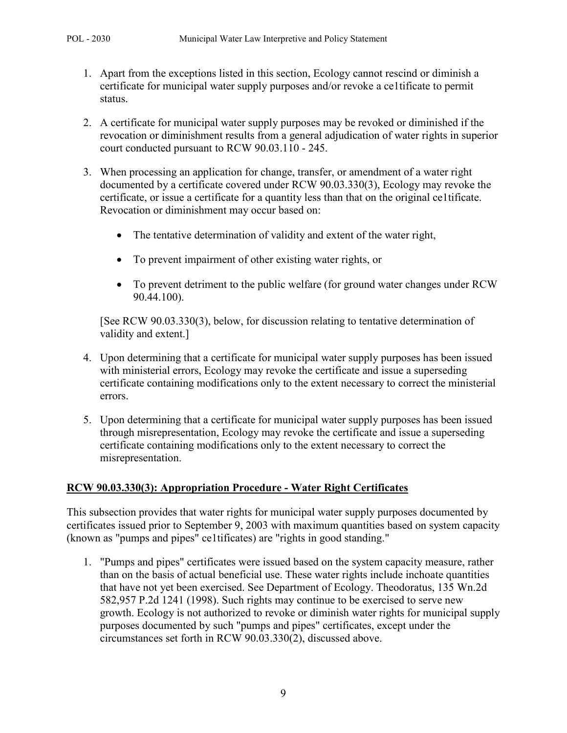1. Apart from the exceptions listed in this section, Ecology cannot rescind or diminish a certificate for municipal water supply purposes and/or revoke a ce1tificate to permit status.

2. A certificate for municipal water supply purposes may be revoked or diminished if the revocation or diminishment results from a general adjudication of water rights in superior court conducted pursuant to RCW 90.03.110 - 245.

3. When processing an application for change, transfer, or amendment of a water right documented by a certificate covered under RCW 90.03.330(3), Ecology may revoke the certificate, or issue a certificate for a quantity less than that on the original ce1tificate. Revocation or diminishment may occur based on:

   - The tentative determination of validity and extent of the water right,
   - To prevent impairment of other existing water rights, or
   - To prevent detriment to the public welfare (for ground water changes under RCW 90.44.100).

   [See RCW 90.03.330(3), below, for discussion relating to tentative determination of validity and extent.]

4. Upon determining that a certificate for municipal water supply purposes has been issued with ministerial errors, Ecology may revoke the certificate and issue a superseding certificate containing modifications only to the extent necessary to correct the ministerial errors.

5. Upon determining that a certificate for municipal water supply purposes has been issued through misrepresentation, Ecology may revoke the certificate and issue a superseding certificate containing modifications only to the extent necessary to correct the misrepresentation.

## RCW 90.03.330(3): Appropriation Procedure - Water Right Certificates

This subsection provides that water rights for municipal water supply purposes documented by certificates issued prior to September 9, 2003 with maximum quantities based on system capacity (known as "pumps and pipes" ce1tificates) are "rights in good standing."

1. "Pumps and pipes" certificates were issued based on the system capacity measure, rather than on the basis of actual beneficial use. These water rights include inchoate quantities that have not yet been exercised. See Department of Ecology. Theodoratus, 135 Wn.2d 582,957 P.2d 1241 (1998). Such rights may continue to be exercised to serve new growth. Ecology is not authorized to revoke or diminish water rights for municipal supply purposes documented by such "pumps and pipes" certificates, except under the circumstances set forth in RCW 90.03.330(2), discussed above.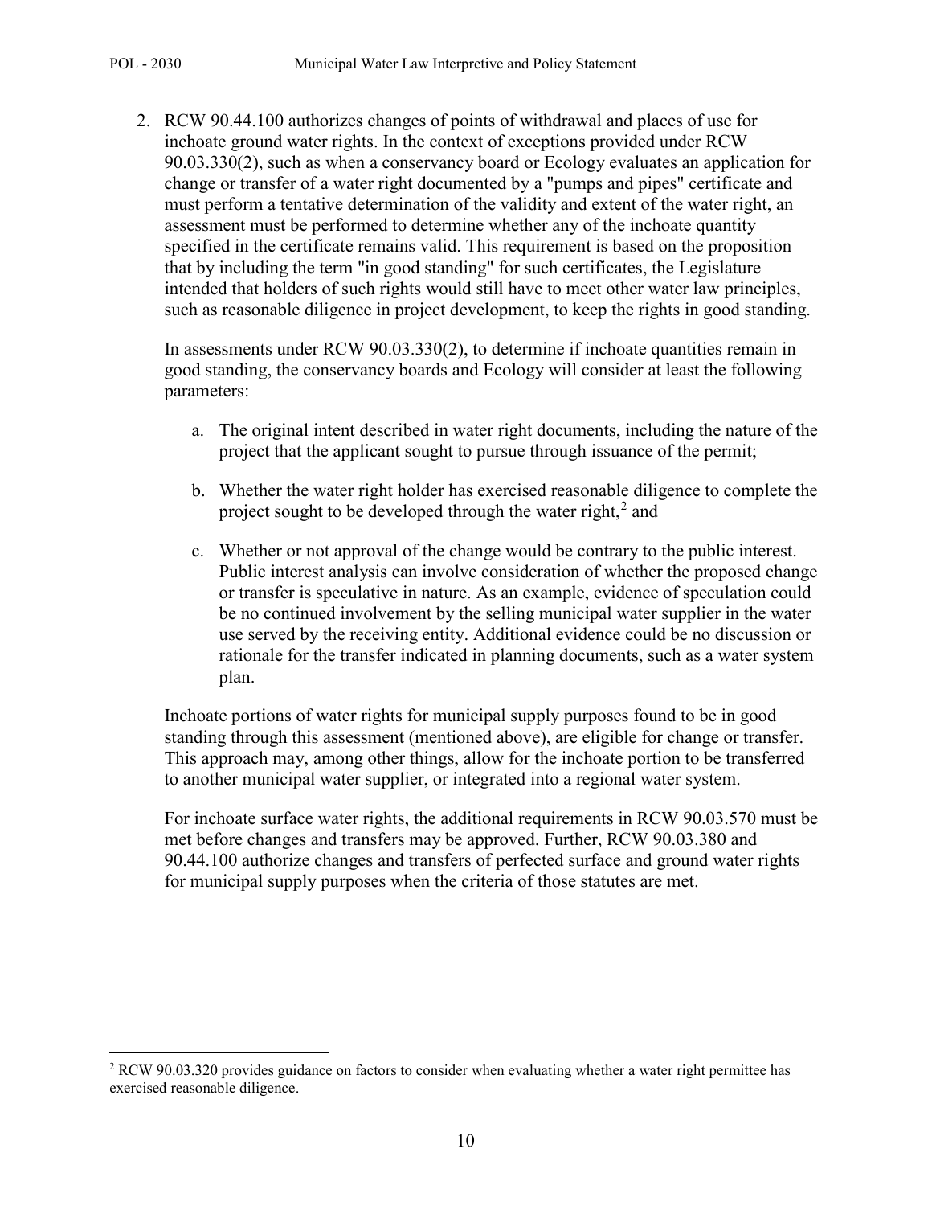2. RCW 90.44.100 authorizes changes of points of withdrawal and places of use for inchoate ground water rights. In the context of exceptions provided under RCW 90.03.330(2), such as when a conservancy board or Ecology evaluates an application for change or transfer of a water right documented by a "pumps and pipes" certificate and must perform a tentative determination of the validity and extent of the water right, an assessment must be performed to determine whether any of the inchoate quantity specified in the certificate remains valid. This requirement is based on the proposition that by including the term "in good standing" for such certificates, the Legislature intended that holders of such rights would still have to meet other water law principles, such as reasonable diligence in project development, to keep the rights in good standing.

   In assessments under RCW 90.03.330(2), to determine if inchoate quantities remain in good standing, the conservancy boards and Ecology will consider at least the following parameters:

   a. The original intent described in water right documents, including the nature of the project that the applicant sought to pursue through issuance of the permit;

   b. Whether the water right holder has exercised reasonable diligence to complete the project sought to be developed through the water right,[2] and

   c. Whether or not approval of the change would be contrary to the public interest. Public interest analysis can involve consideration of whether the proposed change or transfer is speculative in nature. As an example, evidence of speculation could be no continued involvement by the selling municipal water supplier in the water use served by the receiving entity. Additional evidence could be no discussion or rationale for the transfer indicated in planning documents, such as a water system plan.

   Inchoate portions of water rights for municipal supply purposes found to be in good standing through this assessment (mentioned above), are eligible for change or transfer. This approach may, among other things, allow for the inchoate portion to be transferred to another municipal water supplier, or integrated into a regional water system.

   For inchoate surface water rights, the additional requirements in RCW 90.03.570 must be met before changes and transfers may be approved. Further, RCW 90.03.380 and 90.44.100 authorize changes and transfers of perfected surface and ground water rights for municipal supply purposes when the criteria of those statutes are met.

---

[2] RCW 90.03.320 provides guidance on factors to consider when evaluating whether a water right permittee has exercised reasonable diligence.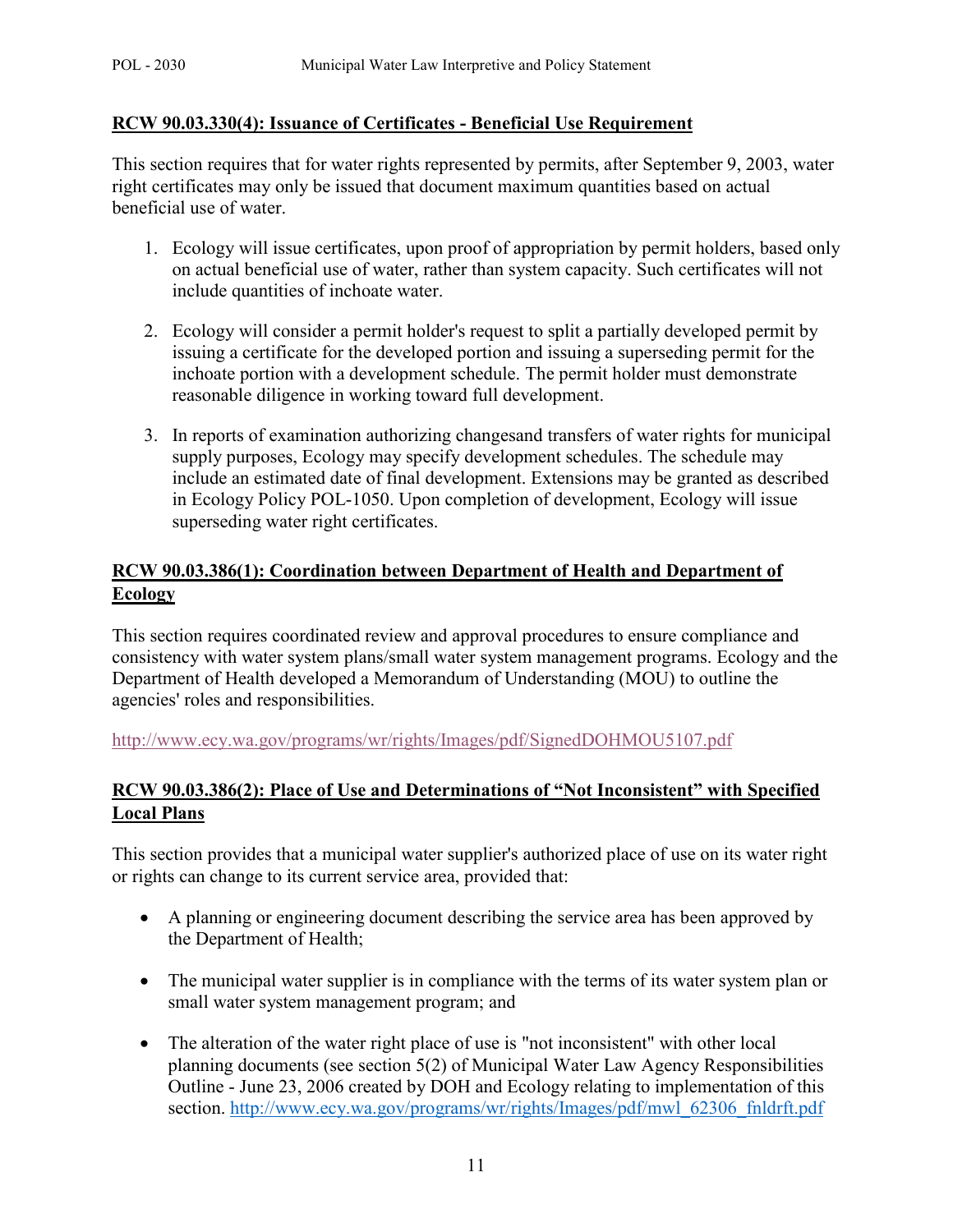**RCW 90.03.330(4): Issuance of Certificates - Beneficial Use Requirement**

This section requires that for water rights represented by permits, after September 9, 2003, water right certificates may only be issued that document maximum quantities based on actual beneficial use of water.

1. Ecology will issue certificates, upon proof of appropriation by permit holders, based only on actual beneficial use of water, rather than system capacity. Such certificates will not include quantities of inchoate water.

2. Ecology will consider a permit holder's request to split a partially developed permit by issuing a certificate for the developed portion and issuing a superseding permit for the inchoate portion with a development schedule. The permit holder must demonstrate reasonable diligence in working toward full development.

3. In reports of examination authorizing changesand transfers of water rights for municipal supply purposes, Ecology may specify development schedules. The schedule may include an estimated date of final development. Extensions may be granted as described in Ecology Policy POL-1050. Upon completion of development, Ecology will issue superseding water right certificates.

**RCW 90.03.386(1): Coordination between Department of Health and Department of Ecology**

This section requires coordinated review and approval procedures to ensure compliance and consistency with water system plans/small water system management programs. Ecology and the Department of Health developed a Memorandum of Understanding (MOU) to outline the agencies' roles and responsibilities.

http://www.ecy.wa.gov/programs/wr/rights/Images/pdf/SignedDOHMOU5107.pdf

**RCW 90.03.386(2): Place of Use and Determinations of "Not Inconsistent" with Specified Local Plans**

This section provides that a municipal water supplier's authorized place of use on its water right or rights can change to its current service area, provided that:

- A planning or engineering document describing the service area has been approved by the Department of Health;

- The municipal water supplier is in compliance with the terms of its water system plan or small water system management program; and

- The alteration of the water right place of use is "not inconsistent" with other local planning documents (see section 5(2) of Municipal Water Law Agency Responsibilities Outline - June 23, 2006 created by DOH and Ecology relating to implementation of this section. http://www.ecy.wa.gov/programs/wr/rights/Images/pdf/mwl_62306_fnldrft.pdf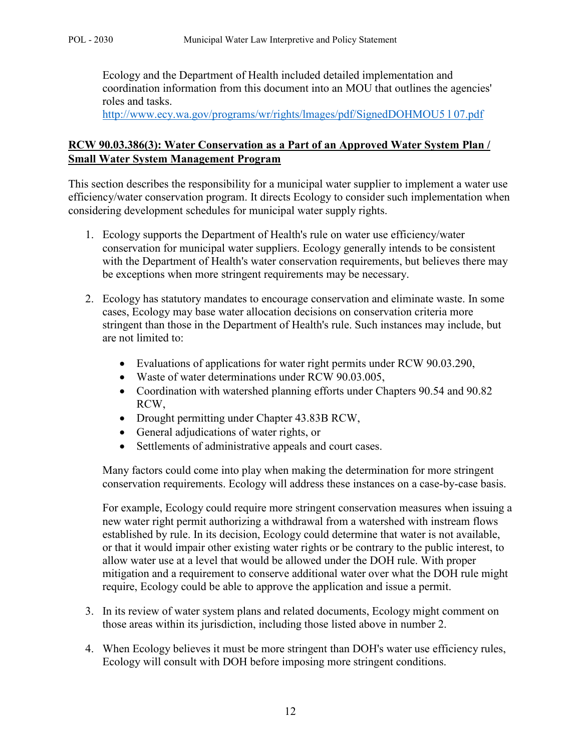Ecology and the Department of Health included detailed implementation and coordination information from this document into an MOU that outlines the agencies' roles and tasks. http://www.ecy.wa.gov/programs/wr/rights/lmages/pdf/SignedDOHMOU5 l 07.pdf

## RCW 90.03.386(3): Water Conservation as a Part of an Approved Water System Plan / Small Water System Management Program

This section describes the responsibility for a municipal water supplier to implement a water use efficiency/water conservation program. It directs Ecology to consider such implementation when considering development schedules for municipal water supply rights.

1. Ecology supports the Department of Health's rule on water use efficiency/water conservation for municipal water suppliers. Ecology generally intends to be consistent with the Department of Health's water conservation requirements, but believes there may be exceptions when more stringent requirements may be necessary.

2. Ecology has statutory mandates to encourage conservation and eliminate waste. In some cases, Ecology may base water allocation decisions on conservation criteria more stringent than those in the Department of Health's rule. Such instances may include, but are not limited to:

   - Evaluations of applications for water right permits under RCW 90.03.290,
   - Waste of water determinations under RCW 90.03.005,
   - Coordination with watershed planning efforts under Chapters 90.54 and 90.82 RCW,
   - Drought permitting under Chapter 43.83B RCW,
   - General adjudications of water rights, or
   - Settlements of administrative appeals and court cases.

   Many factors could come into play when making the determination for more stringent conservation requirements. Ecology will address these instances on a case-by-case basis.

   For example, Ecology could require more stringent conservation measures when issuing a new water right permit authorizing a withdrawal from a watershed with instream flows established by rule. In its decision, Ecology could determine that water is not available, or that it would impair other existing water rights or be contrary to the public interest, to allow water use at a level that would be allowed under the DOH rule. With proper mitigation and a requirement to conserve additional water over what the DOH rule might require, Ecology could be able to approve the application and issue a permit.

3. In its review of water system plans and related documents, Ecology might comment on those areas within its jurisdiction, including those listed above in number 2.

4. When Ecology believes it must be more stringent than DOH's water use efficiency rules, Ecology will consult with DOH before imposing more stringent conditions.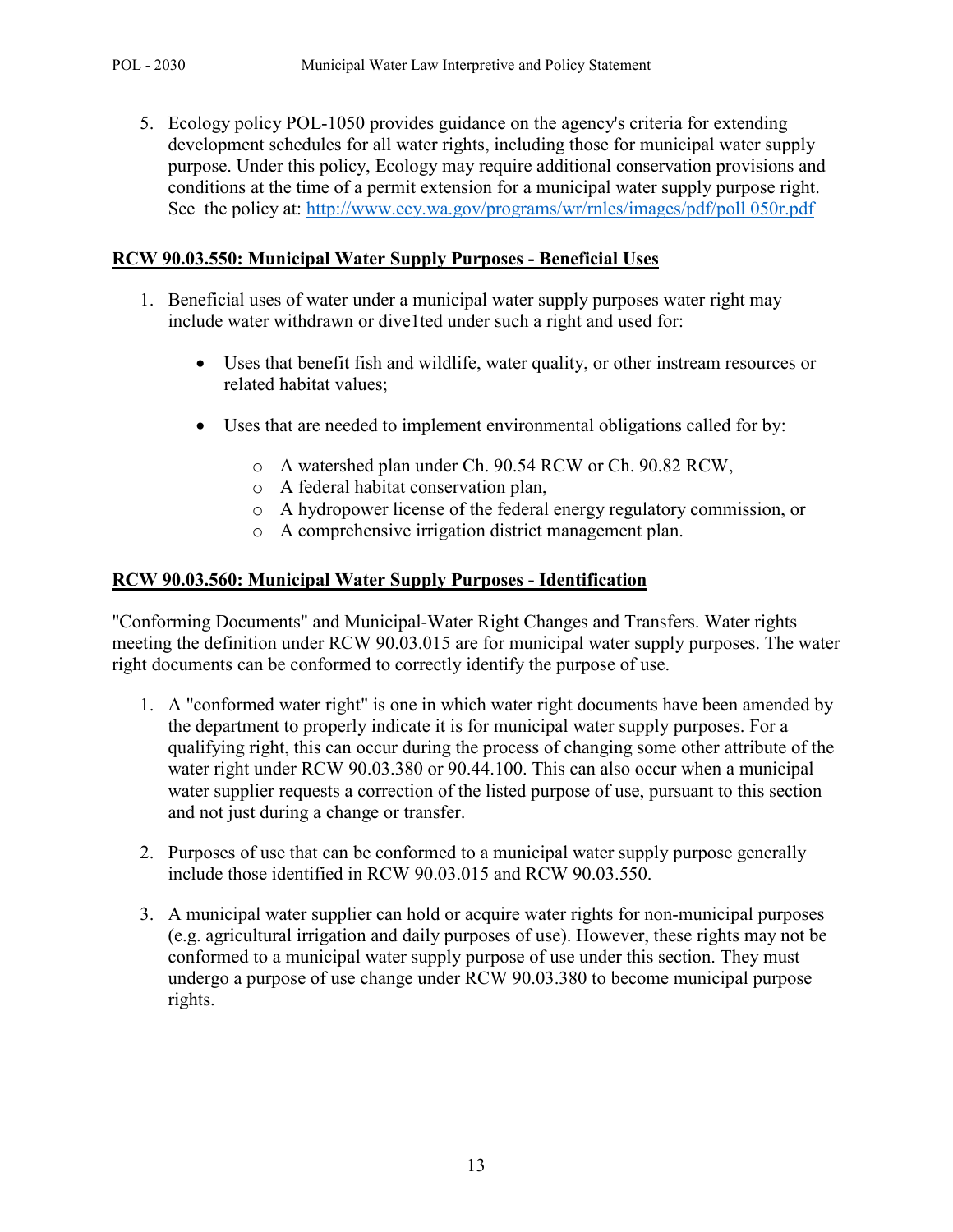5. Ecology policy POL-1050 provides guidance on the agency's criteria for extending development schedules for all water rights, including those for municipal water supply purpose. Under this policy, Ecology may require additional conservation provisions and conditions at the time of a permit extension for a municipal water supply purpose right. See the policy at: [http://www.ecy.wa.gov/programs/wr/rnles/images/pdf/poll 050r.pdf](http://www.ecy.wa.gov/programs/wr/rnles/images/pdf/poll050r.pdf)

## RCW 90.03.550: Municipal Water Supply Purposes - Beneficial Uses

1. Beneficial uses of water under a municipal water supply purposes water right may include water withdrawn or dive1ted under such a right and used for:

   - Uses that benefit fish and wildlife, water quality, or other instream resources or related habitat values;

   - Uses that are needed to implement environmental obligations called for by:

     - A watershed plan under Ch. 90.54 RCW or Ch. 90.82 RCW,
     - A federal habitat conservation plan,
     - A hydropower license of the federal energy regulatory commission, or
     - A comprehensive irrigation district management plan.

## RCW 90.03.560: Municipal Water Supply Purposes - Identification

"Conforming Documents" and Municipal-Water Right Changes and Transfers. Water rights meeting the definition under RCW 90.03.015 are for municipal water supply purposes. The water right documents can be conformed to correctly identify the purpose of use.

1. A "conformed water right" is one in which water right documents have been amended by the department to properly indicate it is for municipal water supply purposes. For a qualifying right, this can occur during the process of changing some other attribute of the water right under RCW 90.03.380 or 90.44.100. This can also occur when a municipal water supplier requests a correction of the listed purpose of use, pursuant to this section and not just during a change or transfer.

2. Purposes of use that can be conformed to a municipal water supply purpose generally include those identified in RCW 90.03.015 and RCW 90.03.550.

3. A municipal water supplier can hold or acquire water rights for non-municipal purposes (e.g. agricultural irrigation and daily purposes of use). However, these rights may not be conformed to a municipal water supply purpose of use under this section. They must undergo a purpose of use change under RCW 90.03.380 to become municipal purpose rights.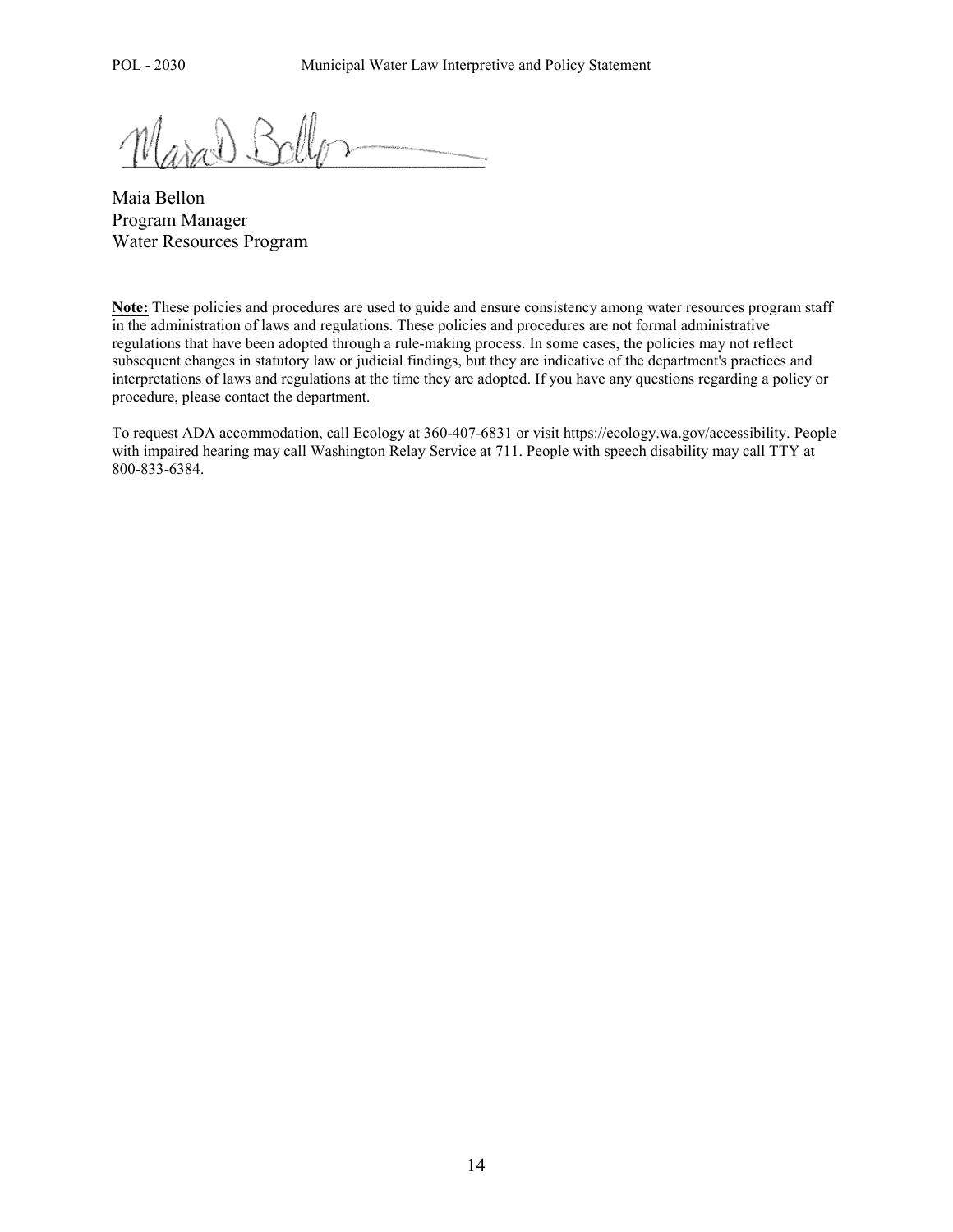Maia Bellon
Program Manager
Water Resources Program

**Note:** These policies and procedures are used to guide and ensure consistency among water resources program staff in the administration of laws and regulations. These policies and procedures are not formal administrative regulations that have been adopted through a rule-making process. In some cases, the policies may not reflect subsequent changes in statutory law or judicial findings, but they are indicative of the department's practices and interpretations of laws and regulations at the time they are adopted. If you have any questions regarding a policy or procedure, please contact the department.

To request ADA accommodation, call Ecology at 360-407-6831 or visit https://ecology.wa.gov/accessibility. People with impaired hearing may call Washington Relay Service at 711. People with speech disability may call TTY at 800-833-6384.